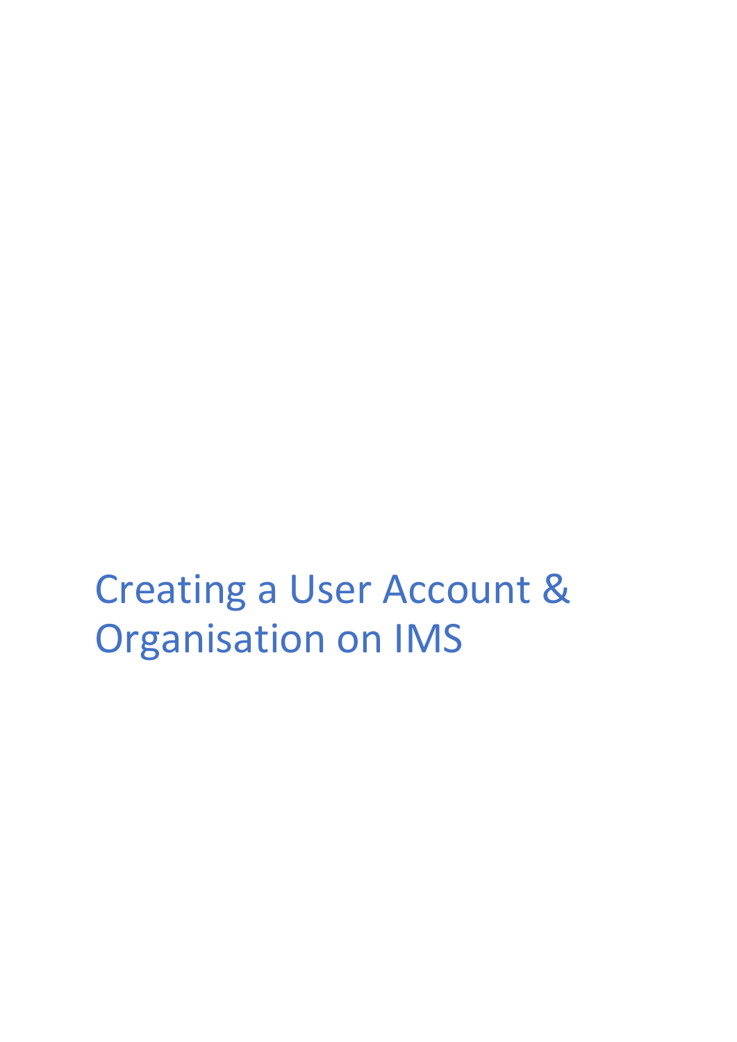# Creating a User Account & Organisation on IMS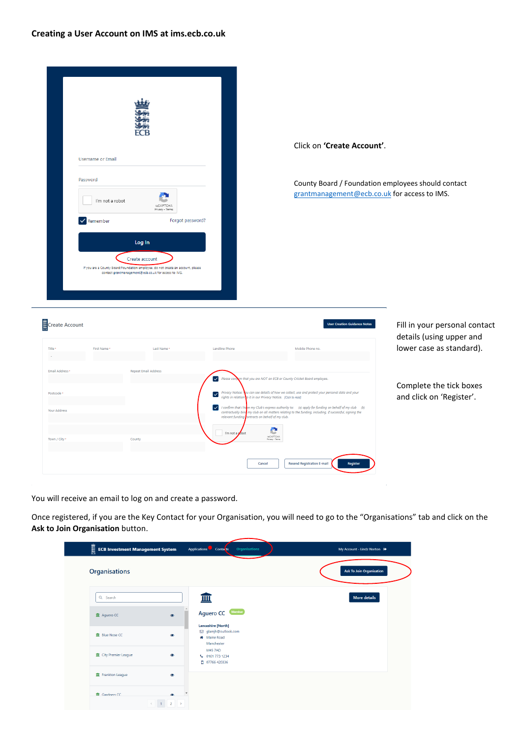**Creating a User Account on IMS at ims.ecb.co.uk**

Click on **'Create Account'**.

County Board / Foundation employees should contact grantmanagement@ecb.co.uk for access to IMS.

Fill in your personal contact details (using upper and lower case as standard).

Complete the tick boxes and click on 'Register'.

You will receive an email to log on and create a password.

Once registered, if you are the Key Contact for your Organisation, you will need to go to the "Organisations" tab and click on the **Ask to Join Organisation** button.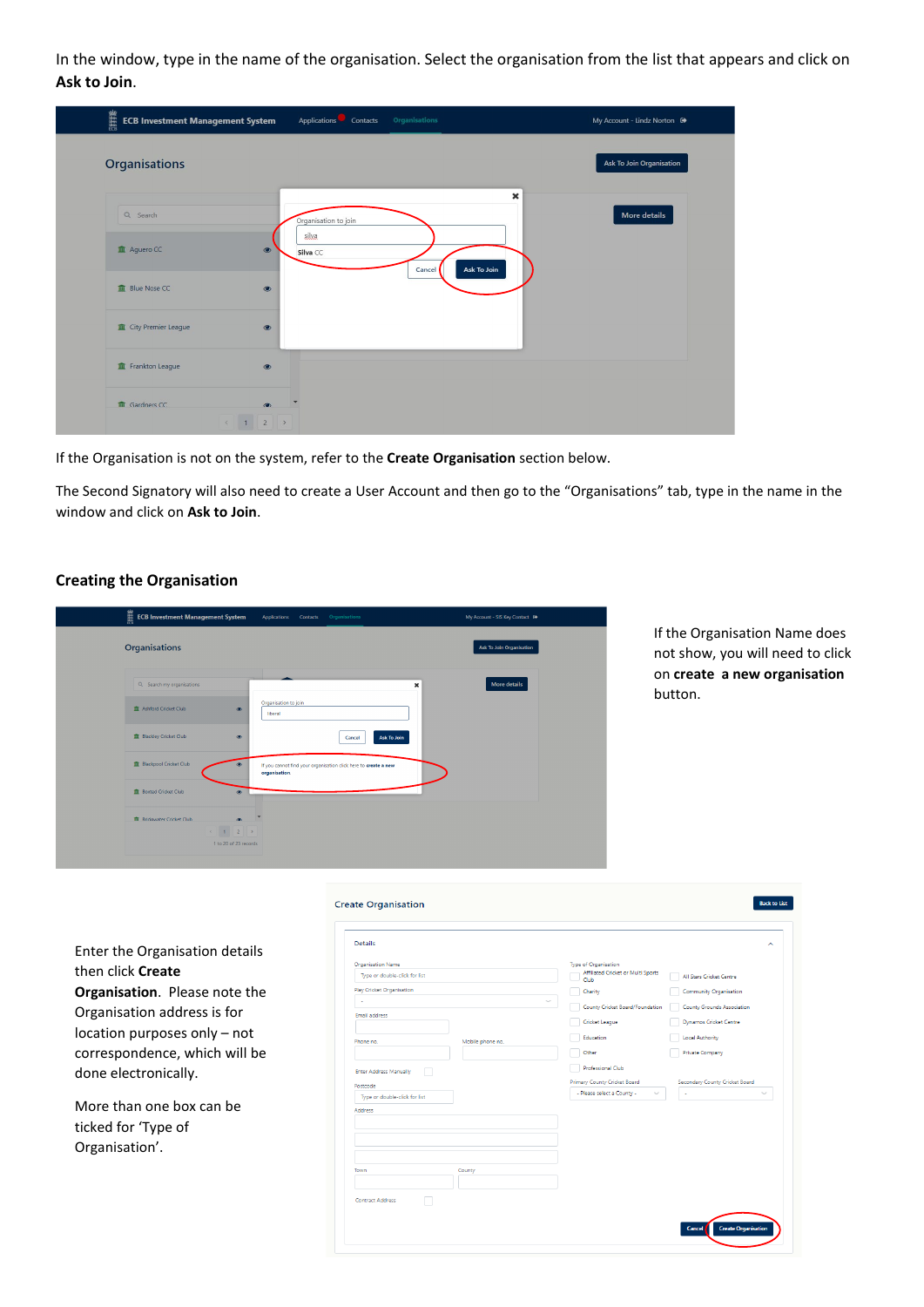In the window, type in the name of the organisation. Select the organisation from the list that appears and click on **Ask to Join**.

If the Organisation is not on the system, refer to the **Create Organisation** section below.

The Second Signatory will also need to create a User Account and then go to the "Organisations" tab, type in the name in the window and click on **Ask to Join**.

## Creating the Organisation

If the Organisation Name does not show, you will need to click on **create a new organisation** button.

Enter the Organisation details then click **Create Organisation**. Please note the Organisation address is for location purposes only – not correspondence, which will be done electronically.

More than one box can be ticked for 'Type of Organisation'.